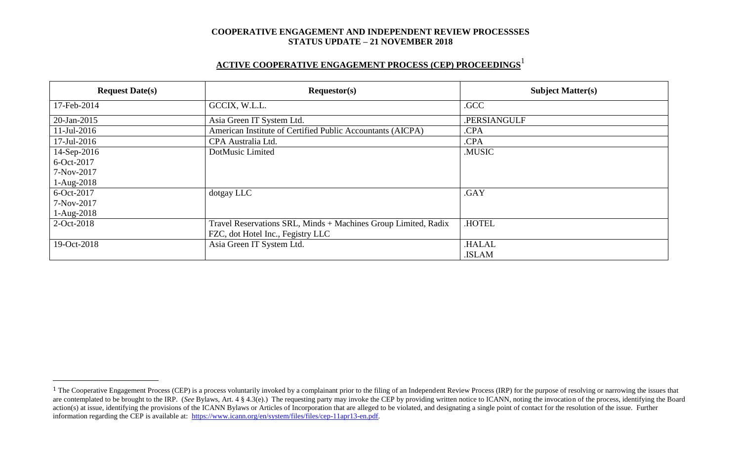**COOPERATIVE ENGAGEMENT AND INDEPENDENT REVIEW PROCESSSES**
**STATUS UPDATE – 21 NOVEMBER 2018**

## ACTIVE COOPERATIVE ENGAGEMENT PROCESS (CEP) PROCEEDINGS[1]

| Request Date(s) | Requestor(s) | Subject Matter(s) |
|---|---|---|
| 17-Feb-2014 | GCCIX, W.L.L. | .GCC |
| 20-Jan-2015 | Asia Green IT System Ltd. | .PERSIANGULF |
| 11-Jul-2016 | American Institute of Certified Public Accountants (AICPA) | .CPA |
| 17-Jul-2016 | CPA Australia Ltd. | .CPA |
| 14-Sep-2016<br>6-Oct-2017<br>7-Nov-2017<br>1-Aug-2018 | DotMusic Limited | .MUSIC |
| 6-Oct-2017<br>7-Nov-2017<br>1-Aug-2018 | dotgay LLC | .GAY |
| 2-Oct-2018 | Travel Reservations SRL, Minds + Machines Group Limited, Radix FZC, dot Hotel Inc., Fegistry LLC | .HOTEL |
| 19-Oct-2018 | Asia Green IT System Ltd. | .HALAL<br>.ISLAM |

[1] The Cooperative Engagement Process (CEP) is a process voluntarily invoked by a complainant prior to the filing of an Independent Review Process (IRP) for the purpose of resolving or narrowing the issues that are contemplated to be brought to the IRP. (*See* Bylaws, Art. 4 § 4.3(e).) The requesting party may invoke the CEP by providing written notice to ICANN, noting the invocation of the process, identifying the Board action(s) at issue, identifying the provisions of the ICANN Bylaws or Articles of Incorporation that are alleged to be violated, and designating a single point of contact for the resolution of the issue. Further information regarding the CEP is available at: https://www.icann.org/en/system/files/files/cep-11apr13-en.pdf.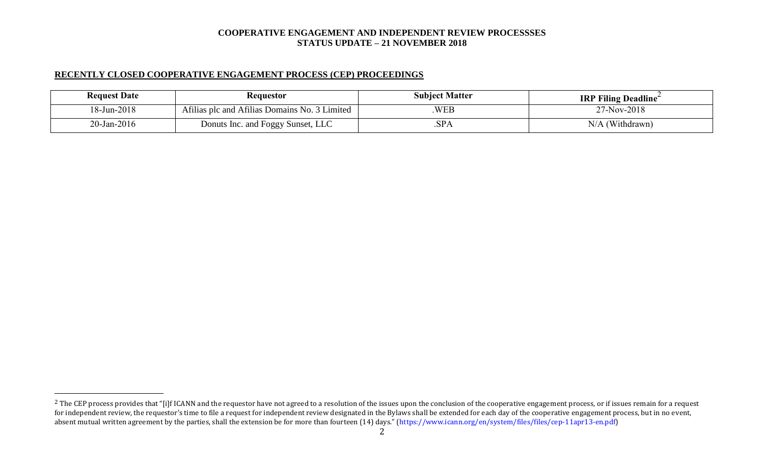**COOPERATIVE ENGAGEMENT AND INDEPENDENT REVIEW PROCESSSES**
**STATUS UPDATE – 21 NOVEMBER 2018**

## RECENTLY CLOSED COOPERATIVE ENGAGEMENT PROCESS (CEP) PROCEEDINGS

| Request Date | Requestor | Subject Matter | IRP Filing Deadline[2] |
|---|---|---|---|
| 18-Jun-2018 | Afilias plc and Afilias Domains No. 3 Limited | .WEB | 27-Nov-2018 |
| 20-Jan-2016 | Donuts Inc. and Foggy Sunset, LLC | .SPA | N/A (Withdrawn) |

[2] The CEP process provides that "[i]f ICANN and the requestor have not agreed to a resolution of the issues upon the conclusion of the cooperative engagement process, or if issues remain for a request for independent review, the requestor's time to file a request for independent review designated in the Bylaws shall be extended for each day of the cooperative engagement process, but in no event, absent mutual written agreement by the parties, shall the extension be for more than fourteen (14) days." (https://www.icann.org/en/system/files/files/cep-11apr13-en.pdf)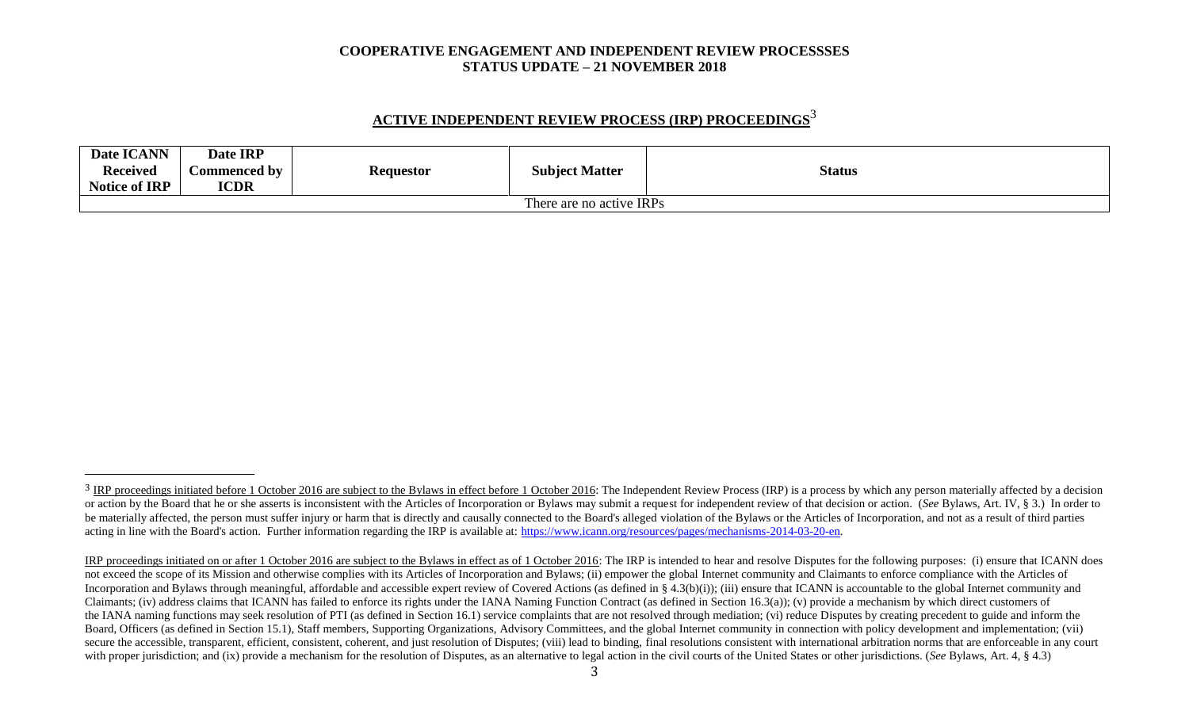# COOPERATIVE ENGAGEMENT AND INDEPENDENT REVIEW PROCESSSES
# STATUS UPDATE – 21 NOVEMBER 2018

## ACTIVE INDEPENDENT REVIEW PROCESS (IRP) PROCEEDINGS[3]

| Date ICANN Received Notice of IRP | Date IRP Commenced by ICDR | Requestor | Subject Matter | Status |
|---|---|---|---|---|
| There are no active IRPs | | | | |

[3] IRP proceedings initiated before 1 October 2016 are subject to the Bylaws in effect before 1 October 2016: The Independent Review Process (IRP) is a process by which any person materially affected by a decision or action by the Board that he or she asserts is inconsistent with the Articles of Incorporation or Bylaws may submit a request for independent review of that decision or action. (*See* Bylaws, Art. IV, § 3.) In order to be materially affected, the person must suffer injury or harm that is directly and causally connected to the Board's alleged violation of the Bylaws or the Articles of Incorporation, and not as a result of third parties acting in line with the Board's action. Further information regarding the IRP is available at: https://www.icann.org/resources/pages/mechanisms-2014-03-20-en.

IRP proceedings initiated on or after 1 October 2016 are subject to the Bylaws in effect as of 1 October 2016: The IRP is intended to hear and resolve Disputes for the following purposes: (i) ensure that ICANN does not exceed the scope of its Mission and otherwise complies with its Articles of Incorporation and Bylaws; (ii) empower the global Internet community and Claimants to enforce compliance with the Articles of Incorporation and Bylaws through meaningful, affordable and accessible expert review of Covered Actions (as defined in § 4.3(b)(i)); (iii) ensure that ICANN is accountable to the global Internet community and Claimants; (iv) address claims that ICANN has failed to enforce its rights under the IANA Naming Function Contract (as defined in Section 16.3(a)); (v) provide a mechanism by which direct customers of the IANA naming functions may seek resolution of PTI (as defined in Section 16.1) service complaints that are not resolved through mediation; (vi) reduce Disputes by creating precedent to guide and inform the Board, Officers (as defined in Section 15.1), Staff members, Supporting Organizations, Advisory Committees, and the global Internet community in connection with policy development and implementation; (vii) secure the accessible, transparent, efficient, consistent, coherent, and just resolution of Disputes; (viii) lead to binding, final resolutions consistent with international arbitration norms that are enforceable in any court with proper jurisdiction; and (ix) provide a mechanism for the resolution of Disputes, as an alternative to legal action in the civil courts of the United States or other jurisdictions. (*See* Bylaws, Art. 4, § 4.3)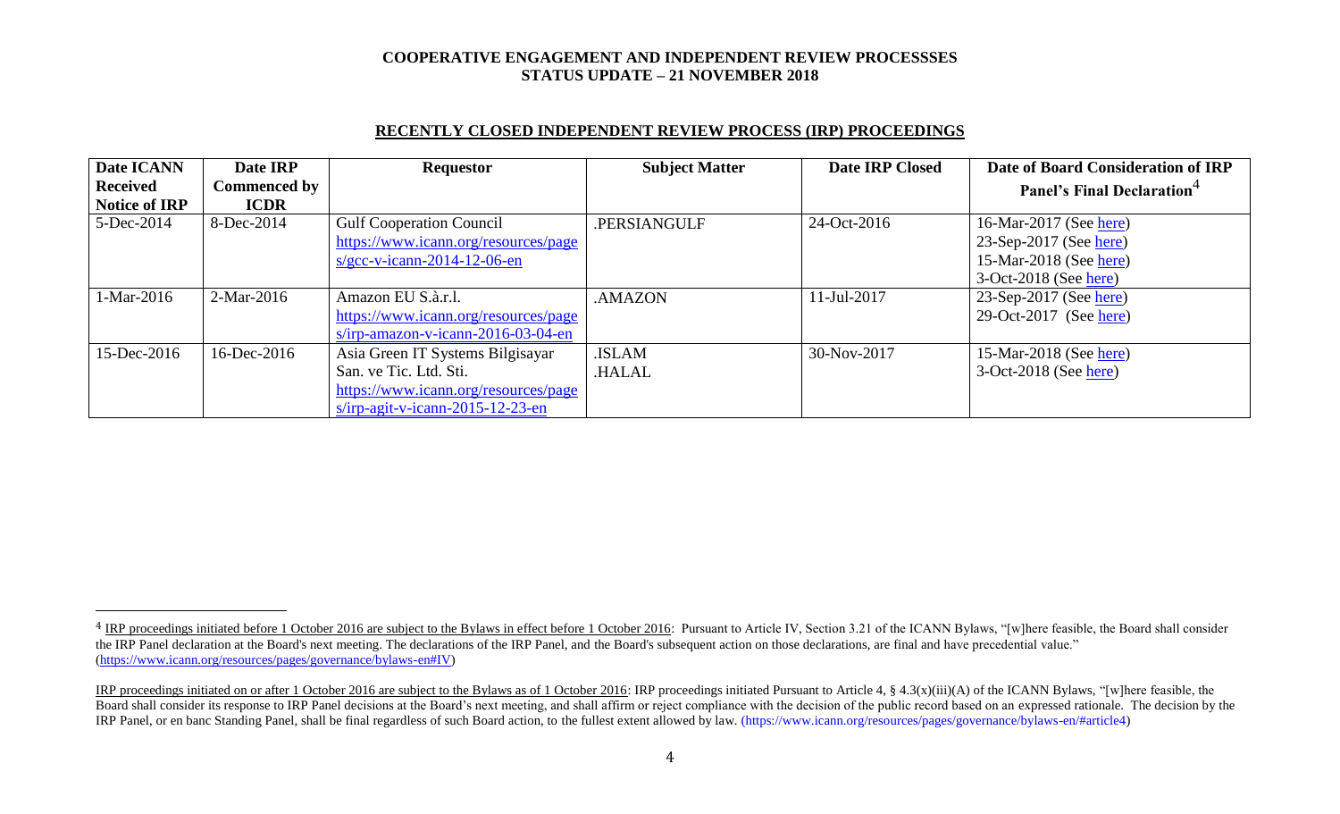**COOPERATIVE ENGAGEMENT AND INDEPENDENT REVIEW PROCESSSES**
**STATUS UPDATE – 21 NOVEMBER 2018**

## RECENTLY CLOSED INDEPENDENT REVIEW PROCESS (IRP) PROCEEDINGS

| Date ICANN Received Notice of IRP | Date IRP Commenced by ICDR | Requestor | Subject Matter | Date IRP Closed | Date of Board Consideration of IRP Panel's Final Declaration[4] |
|---|---|---|---|---|---|
| 5-Dec-2014 | 8-Dec-2014 | Gulf Cooperation Council https://www.icann.org/resources/pages/gcc-v-icann-2014-12-06-en | .PERSIANGULF | 24-Oct-2016 | 16-Mar-2017 (See here)<br>23-Sep-2017 (See here)<br>15-Mar-2018 (See here)<br>3-Oct-2018 (See here) |
| 1-Mar-2016 | 2-Mar-2016 | Amazon EU S.à.r.l. https://www.icann.org/resources/pages/irp-amazon-v-icann-2016-03-04-en | .AMAZON | 11-Jul-2017 | 23-Sep-2017 (See here)<br>29-Oct-2017 (See here) |
| 15-Dec-2016 | 16-Dec-2016 | Asia Green IT Systems Bilgisayar San. ve Tic. Ltd. Sti. https://www.icann.org/resources/pages/irp-agit-v-icann-2015-12-23-en | .ISLAM<br>.HALAL | 30-Nov-2017 | 15-Mar-2018 (See here)<br>3-Oct-2018 (See here) |

[4] IRP proceedings initiated before 1 October 2016 are subject to the Bylaws in effect before 1 October 2016: Pursuant to Article IV, Section 3.21 of the ICANN Bylaws, "[w]here feasible, the Board shall consider the IRP Panel declaration at the Board's next meeting. The declarations of the IRP Panel, and the Board's subsequent action on those declarations, are final and have precedential value." (https://www.icann.org/resources/pages/governance/bylaws-en#IV)

IRP proceedings initiated on or after 1 October 2016 are subject to the Bylaws as of 1 October 2016: IRP proceedings initiated Pursuant to Article 4, § 4.3(x)(iii)(A) of the ICANN Bylaws, "[w]here feasible, the Board shall consider its response to IRP Panel decisions at the Board's next meeting, and shall affirm or reject compliance with the decision of the public record based on an expressed rationale. The decision by the IRP Panel, or en banc Standing Panel, shall be final regardless of such Board action, to the fullest extent allowed by law. (https://www.icann.org/resources/pages/governance/bylaws-en/#article4)